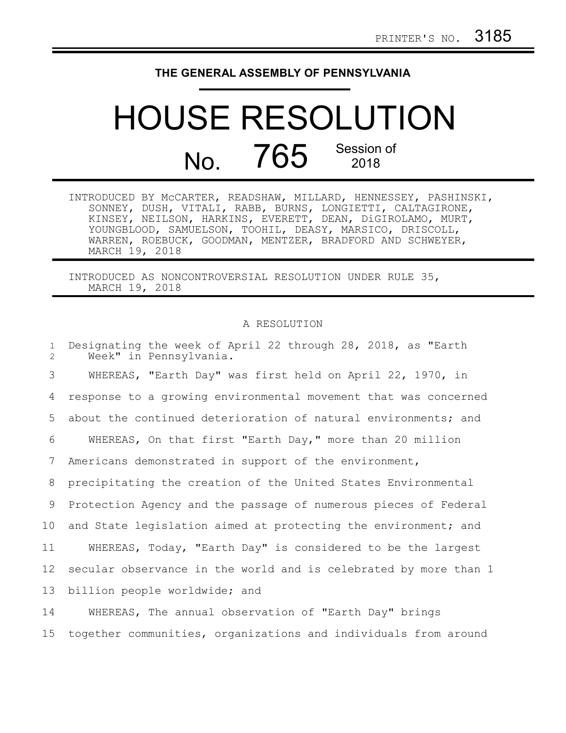PRINTER'S NO. 3185

## THE GENERAL ASSEMBLY OF PENNSYLVANIA

# HOUSE RESOLUTION

## No. 765 Session of 2018

INTRODUCED BY McCARTER, READSHAW, MILLARD, HENNESSEY, PASHINSKI, SONNEY, DUSH, VITALI, RABB, BURNS, LONGIETTI, CALTAGIRONE, KINSEY, NEILSON, HARKINS, EVERETT, DEAN, DiGIROLAMO, MURT, YOUNGBLOOD, SAMUELSON, TOOHIL, DEASY, MARSICO, DRISCOLL, WARREN, ROEBUCK, GOODMAN, MENTZER, BRADFORD AND SCHWEYER, MARCH 19, 2018

INTRODUCED AS NONCONTROVERSIAL RESOLUTION UNDER RULE 35, MARCH 19, 2018

A RESOLUTION

Designating the week of April 22 through 28, 2018, as "Earth Week" in Pennsylvania.

WHEREAS, "Earth Day" was first held on April 22, 1970, in response to a growing environmental movement that was concerned about the continued deterioration of natural environments; and

WHEREAS, On that first "Earth Day," more than 20 million Americans demonstrated in support of the environment, precipitating the creation of the United States Environmental Protection Agency and the passage of numerous pieces of Federal and State legislation aimed at protecting the environment; and

WHEREAS, Today, "Earth Day" is considered to be the largest secular observance in the world and is celebrated by more than 1 billion people worldwide; and

WHEREAS, The annual observation of "Earth Day" brings together communities, organizations and individuals from around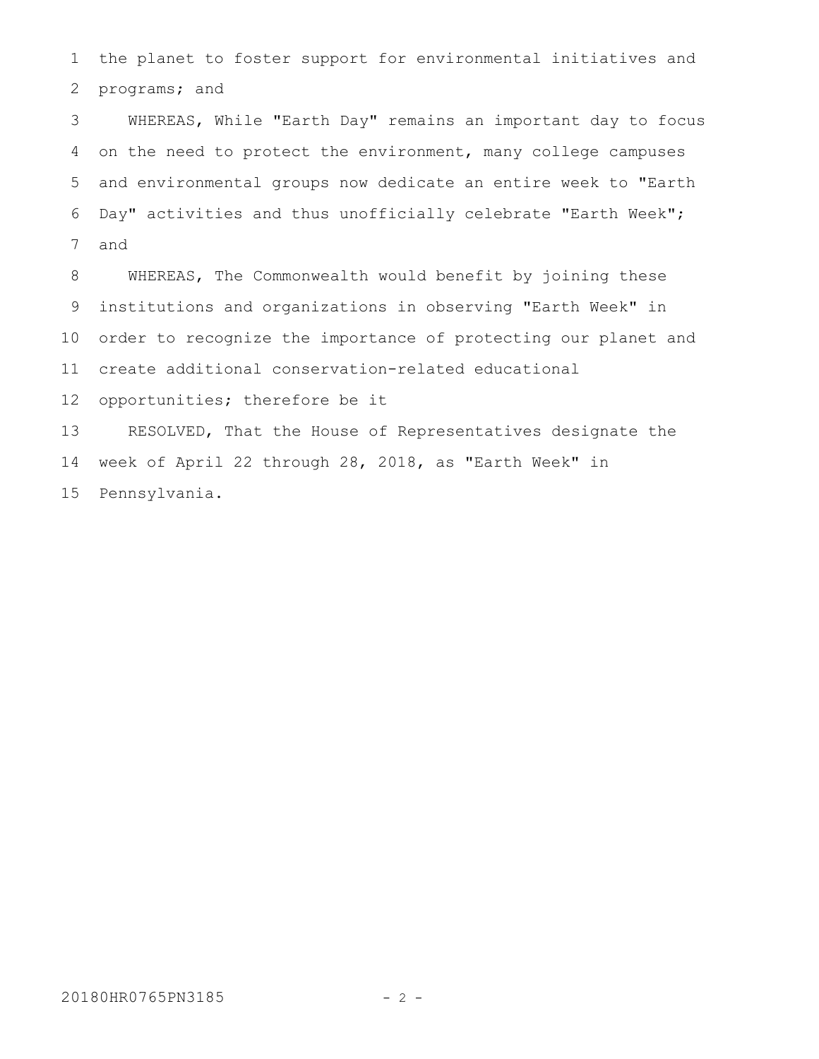the planet to foster support for environmental initiatives and programs; and

WHEREAS, While "Earth Day" remains an important day to focus on the need to protect the environment, many college campuses and environmental groups now dedicate an entire week to "Earth Day" activities and thus unofficially celebrate "Earth Week"; and

WHEREAS, The Commonwealth would benefit by joining these institutions and organizations in observing "Earth Week" in order to recognize the importance of protecting our planet and create additional conservation-related educational opportunities; therefore be it

RESOLVED, That the House of Representatives designate the week of April 22 through 28, 2018, as "Earth Week" in Pennsylvania.